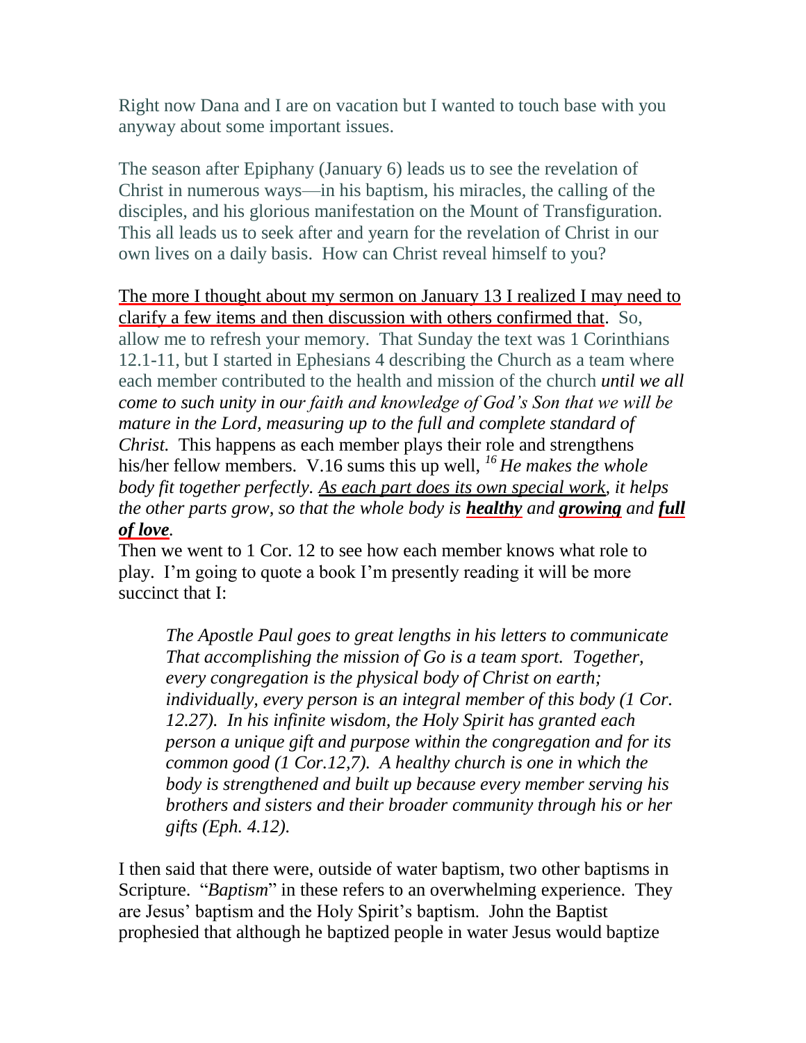Right now Dana and I are on vacation but I wanted to touch base with you anyway about some important issues.

The season after Epiphany (January 6) leads us to see the revelation of Christ in numerous ways—in his baptism, his miracles, the calling of the disciples, and his glorious manifestation on the Mount of Transfiguration. This all leads us to seek after and yearn for the revelation of Christ in our own lives on a daily basis. How can Christ reveal himself to you?

The more I thought about my sermon on January 13 I realized I may need to clarify a few items and then discussion with others confirmed that. So, allow me to refresh your memory. That Sunday the text was 1 Corinthians 12.1-11, but I started in Ephesians 4 describing the Church as a team where each member contributed to the health and mission of the church *until we all come to such unity in our faith and knowledge of God's Son that we will be mature in the Lord, measuring up to the full and complete standard of Christ.* This happens as each member plays their role and strengthens his/her fellow members. V.16 sums this up well, *[16] He makes the whole body fit together perfectly. As each part does its own special work, it helps the other parts grow, so that the whole body is* ***healthy*** *and* ***growing*** *and* ***full of love****.*

Then we went to 1 Cor. 12 to see how each member knows what role to play. I'm going to quote a book I'm presently reading it will be more succinct that I:

> *The Apostle Paul goes to great lengths in his letters to communicate That accomplishing the mission of Go is a team sport. Together, every congregation is the physical body of Christ on earth; individually, every person is an integral member of this body (1 Cor. 12.27). In his infinite wisdom, the Holy Spirit has granted each person a unique gift and purpose within the congregation and for its common good (1 Cor.12,7). A healthy church is one in which the body is strengthened and built up because every member serving his brothers and sisters and their broader community through his or her gifts (Eph. 4.12).*

I then said that there were, outside of water baptism, two other baptisms in Scripture. "*Baptism*" in these refers to an overwhelming experience. They are Jesus' baptism and the Holy Spirit's baptism. John the Baptist prophesied that although he baptized people in water Jesus would baptize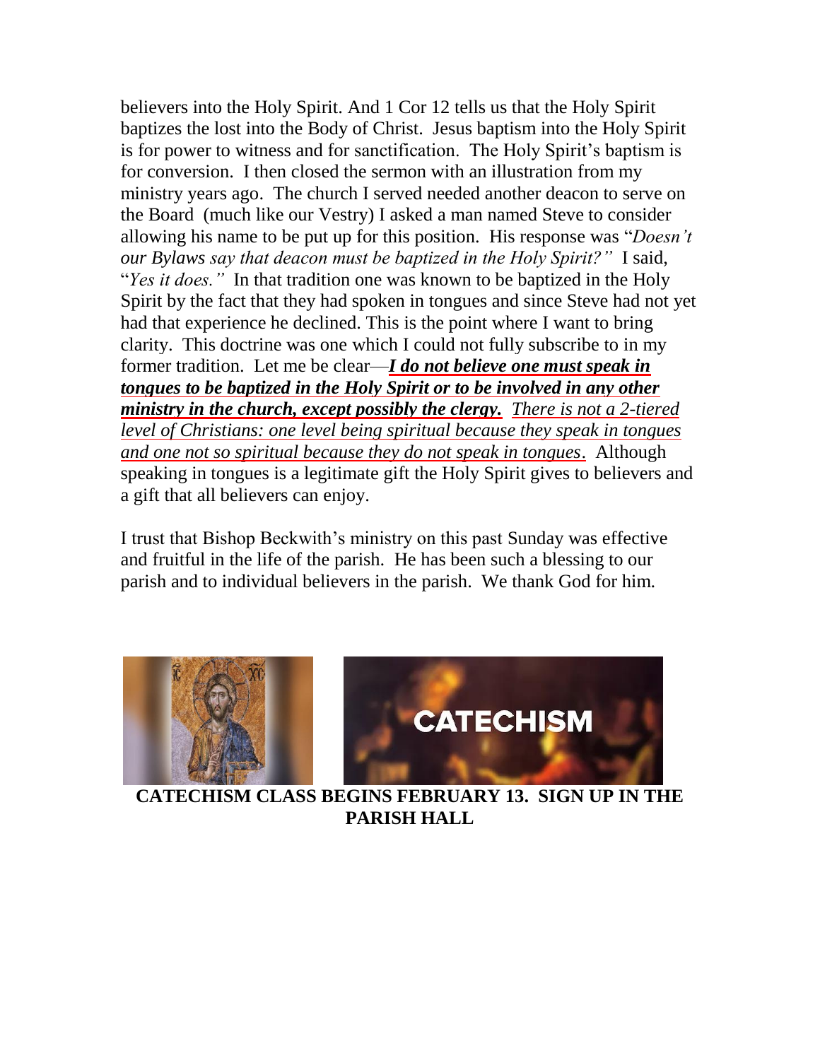believers into the Holy Spirit. And 1 Cor 12 tells us that the Holy Spirit baptizes the lost into the Body of Christ. Jesus baptism into the Holy Spirit is for power to witness and for sanctification. The Holy Spirit's baptism is for conversion. I then closed the sermon with an illustration from my ministry years ago. The church I served needed another deacon to serve on the Board (much like our Vestry) I asked a man named Steve to consider allowing his name to be put up for this position. His response was "*Doesn't our Bylaws say that deacon must be baptized in the Holy Spirit?*" I said, "*Yes it does.*" In that tradition one was known to be baptized in the Holy Spirit by the fact that they had spoken in tongues and since Steve had not yet had that experience he declined. This is the point where I want to bring clarity. This doctrine was one which I could not fully subscribe to in my former tradition. Let me be clear—***I do not believe one must speak in tongues to be baptized in the Holy Spirit or to be involved in any other ministry in the church, except possibly the clergy.*** *There is not a 2-tiered level of Christians: one level being spiritual because they speak in tongues and one not so spiritual because they do not speak in tongues*. Although speaking in tongues is a legitimate gift the Holy Spirit gives to believers and a gift that all believers can enjoy.

I trust that Bishop Beckwith's ministry on this past Sunday was effective and fruitful in the life of the parish. He has been such a blessing to our parish and to individual believers in the parish. We thank God for him.

**CATECHISM CLASS BEGINS FEBRUARY 13. SIGN UP IN THE PARISH HALL**